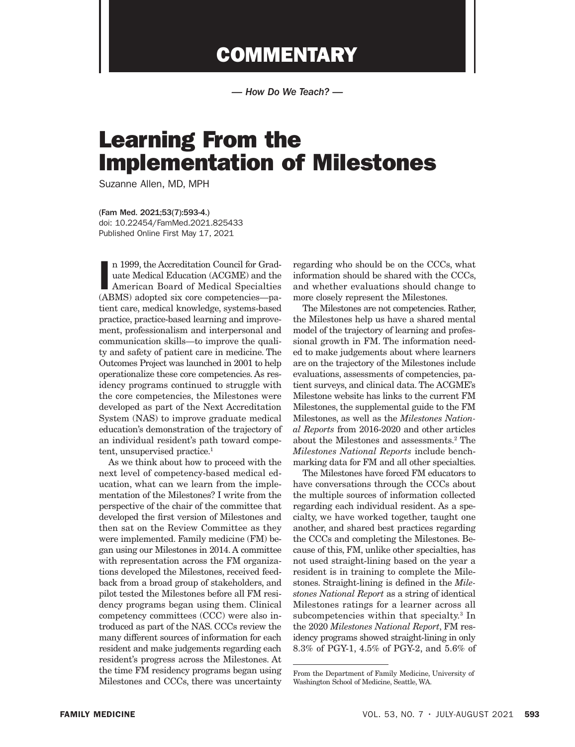# COMMENTARY

*— How Do We Teach? —*

# Learning From the Implementation of Milestones

Suzanne Allen, MD, MPH

(Fam Med. 2021;53(7):593-4.)
doi: 10.22454/FamMed.2021.825433
Published Online First May 17, 2021

In 1999, the Accreditation Council for Graduate Medical Education (ACGME) and the American Board of Medical Specialties (ABMS) adopted six core competencies—patient care, medical knowledge, systems-based practice, practice-based learning and improvement, professionalism and interpersonal and communication skills—to improve the quality and safety of patient care in medicine. The Outcomes Project was launched in 2001 to help operationalize these core competencies. As residency programs continued to struggle with the core competencies, the Milestones were developed as part of the Next Accreditation System (NAS) to improve graduate medical education's demonstration of the trajectory of an individual resident's path toward competent, unsupervised practice.[1]

As we think about how to proceed with the next level of competency-based medical education, what can we learn from the implementation of the Milestones? I write from the perspective of the chair of the committee that developed the first version of Milestones and then sat on the Review Committee as they were implemented. Family medicine (FM) began using our Milestones in 2014. A committee with representation across the FM organizations developed the Milestones, received feedback from a broad group of stakeholders, and pilot tested the Milestones before all FM residency programs began using them. Clinical competency committees (CCC) were also introduced as part of the NAS. CCCs review the many different sources of information for each resident and make judgements regarding each resident's progress across the Milestones. At the time FM residency programs began using Milestones and CCCs, there was uncertainty regarding who should be on the CCCs, what information should be shared with the CCCs, and whether evaluations should change to more closely represent the Milestones.

The Milestones are not competencies. Rather, the Milestones help us have a shared mental model of the trajectory of learning and professional growth in FM. The information needed to make judgements about where learners are on the trajectory of the Milestones include evaluations, assessments of competencies, patient surveys, and clinical data. The ACGME's Milestone website has links to the current FM Milestones, the supplemental guide to the FM Milestones, as well as the *Milestones National Reports* from 2016-2020 and other articles about the Milestones and assessments.[2] The *Milestones National Reports* include benchmarking data for FM and all other specialties.

The Milestones have forced FM educators to have conversations through the CCCs about the multiple sources of information collected regarding each individual resident. As a specialty, we have worked together, taught one another, and shared best practices regarding the CCCs and completing the Milestones. Because of this, FM, unlike other specialties, has not used straight-lining based on the year a resident is in training to complete the Milestones. Straight-lining is defined in the *Milestones National Report* as a string of identical Milestones ratings for a learner across all subcompetencies within that specialty.[3] In the 2020 *Milestones National Report*, FM residency programs showed straight-lining in only 8.3% of PGY-1, 4.5% of PGY-2, and 5.6% of

From the Department of Family Medicine, University of Washington School of Medicine, Seattle, WA.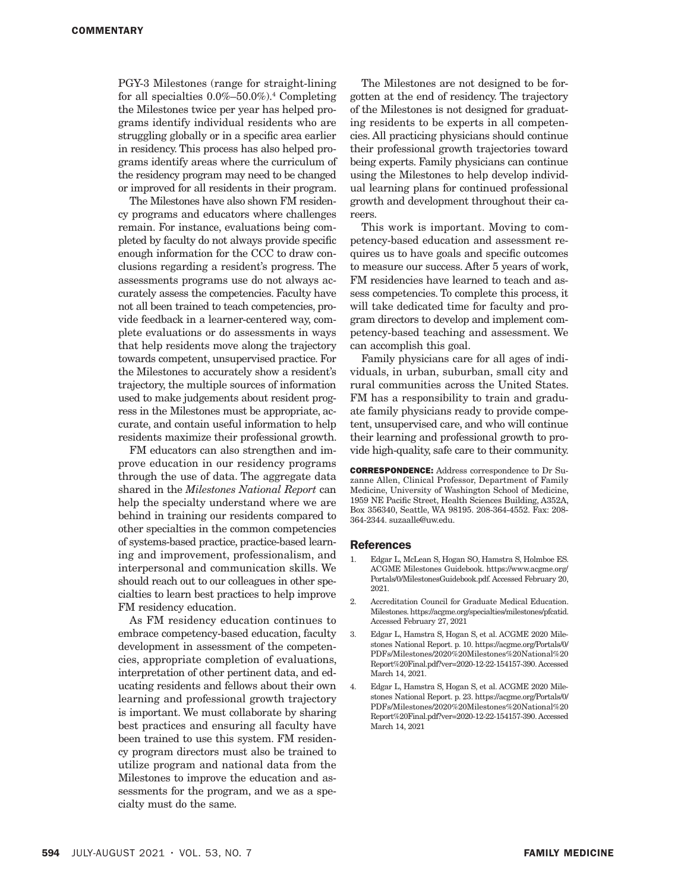PGY-3 Milestones (range for straight-lining for all specialties 0.0%–50.0%).[4] Completing the Milestones twice per year has helped programs identify individual residents who are struggling globally or in a specific area earlier in residency. This process has also helped programs identify areas where the curriculum of the residency program may need to be changed or improved for all residents in their program.

The Milestones have also shown FM residency programs and educators where challenges remain. For instance, evaluations being completed by faculty do not always provide specific enough information for the CCC to draw conclusions regarding a resident's progress. The assessments programs use do not always accurately assess the competencies. Faculty have not all been trained to teach competencies, provide feedback in a learner-centered way, complete evaluations or do assessments in ways that help residents move along the trajectory towards competent, unsupervised practice. For the Milestones to accurately show a resident's trajectory, the multiple sources of information used to make judgements about resident progress in the Milestones must be appropriate, accurate, and contain useful information to help residents maximize their professional growth.

FM educators can also strengthen and improve education in our residency programs through the use of data. The aggregate data shared in the *Milestones National Report* can help the specialty understand where we are behind in training our residents compared to other specialties in the common competencies of systems-based practice, practice-based learning and improvement, professionalism, and interpersonal and communication skills. We should reach out to our colleagues in other specialties to learn best practices to help improve FM residency education.

As FM residency education continues to embrace competency-based education, faculty development in assessment of the competencies, appropriate completion of evaluations, interpretation of other pertinent data, and educating residents and fellows about their own learning and professional growth trajectory is important. We must collaborate by sharing best practices and ensuring all faculty have been trained to use this system. FM residency program directors must also be trained to utilize program and national data from the Milestones to improve the education and assessments for the program, and we as a specialty must do the same.

The Milestones are not designed to be forgotten at the end of residency. The trajectory of the Milestones is not designed for graduating residents to be experts in all competencies. All practicing physicians should continue their professional growth trajectories toward being experts. Family physicians can continue using the Milestones to help develop individual learning plans for continued professional growth and development throughout their careers.

This work is important. Moving to competency-based education and assessment requires us to have goals and specific outcomes to measure our success. After 5 years of work, FM residencies have learned to teach and assess competencies. To complete this process, it will take dedicated time for faculty and program directors to develop and implement competency-based teaching and assessment. We can accomplish this goal.

Family physicians care for all ages of individuals, in urban, suburban, small city and rural communities across the United States. FM has a responsibility to train and graduate family physicians ready to provide competent, unsupervised care, and who will continue their learning and professional growth to provide high-quality, safe care to their community.

**CORRESPONDENCE:** Address correspondence to Dr Suzanne Allen, Clinical Professor, Department of Family Medicine, University of Washington School of Medicine, 1959 NE Pacific Street, Health Sciences Building, A352A, Box 356340, Seattle, WA 98195. 208-364-4552. Fax: 208-364-2344. suzaalle@uw.edu.

## References

1. Edgar L, McLean S, Hogan SO, Hamstra S, Holmboe ES. ACGME Milestones Guidebook. https://www.acgme.org/Portals/0/MilestonesGuidebook.pdf. Accessed February 20, 2021.
2. Accreditation Council for Graduate Medical Education. Milestones. https://acgme.org/specialties/milestones/pfcatid. Accessed February 27, 2021
3. Edgar L, Hamstra S, Hogan S, et al. ACGME 2020 Milestones National Report. p. 10. https://acgme.org/Portals/0/PDFs/Milestones/2020%20Milestones%20National%20Report%20Final.pdf?ver=2020-12-22-154157-390. Accessed March 14, 2021.
4. Edgar L, Hamstra S, Hogan S, et al. ACGME 2020 Milestones National Report. p. 23. https://acgme.org/Portals/0/PDFs/Milestones/2020%20Milestones%20National%20Report%20Final.pdf?ver=2020-12-22-154157-390. Accessed March 14, 2021